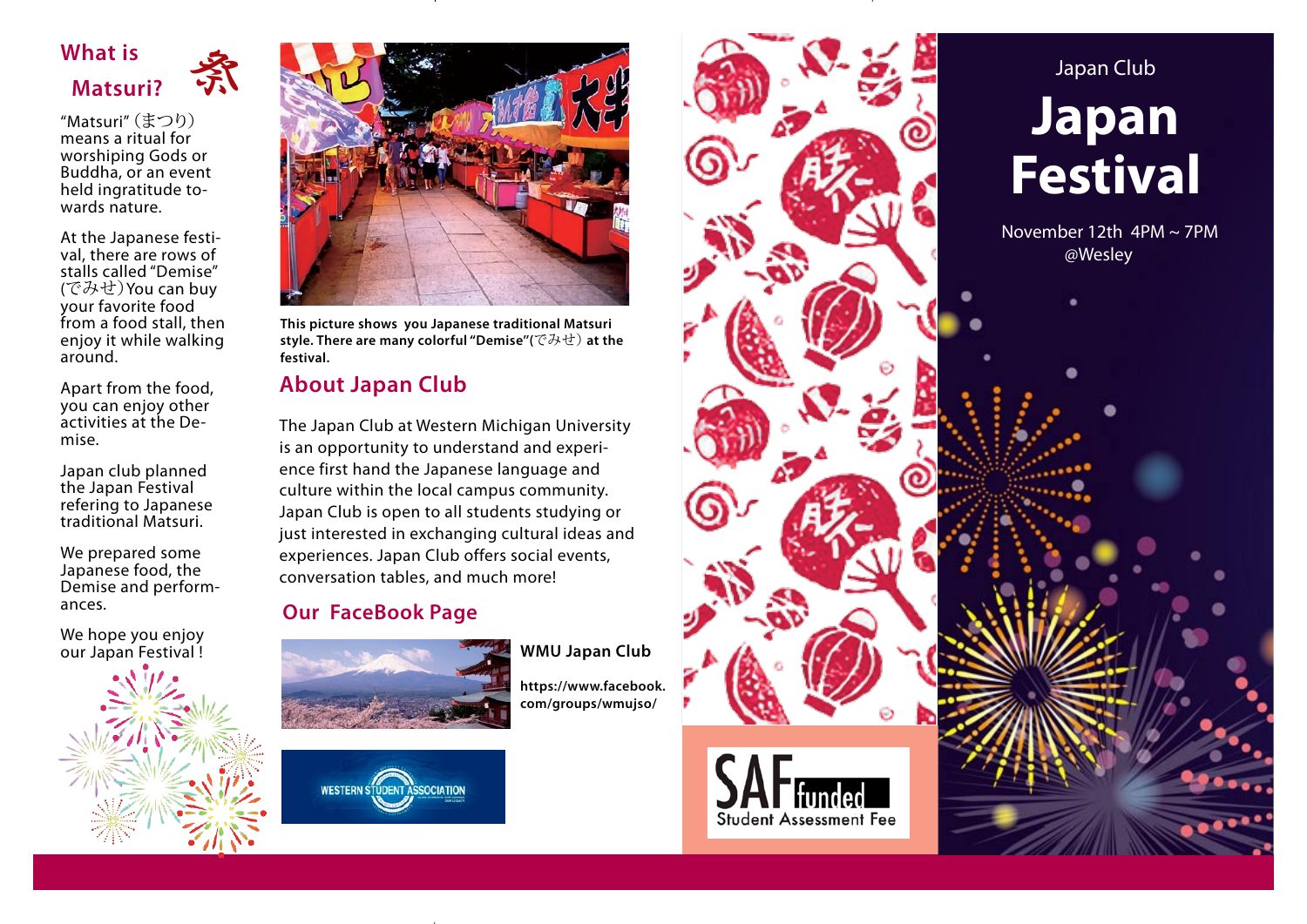## What is Matsuri? 祭

"Matsuri" (まつり) means a ritual for worshiping Gods or Buddha, or an event held ingratitude towards nature.

At the Japanese festival, there are rows of stalls called "Demise" (でみせ) You can buy your favorite food from a food stall, then enjoy it while walking around.

Apart from the food, you can enjoy other activities at the Demise.

Japan club planned the Japan Festival refering to Japanese traditional Matsuri.

We prepared some Japanese food, the Demise and performances.

We hope you enjoy our Japan Festival !

**This picture shows you Japanese traditional Matsuri style. There are many colorful "Demise"(でみせ) at the festival.**

## About Japan Club

The Japan Club at Western Michigan University is an opportunity to understand and experience first hand the Japanese language and culture within the local campus community. Japan Club is open to all students studying or just interested in exchanging cultural ideas and experiences. Japan Club offers social events, conversation tables, and much more!

## Our FaceBook Page

**WMU Japan Club**

**https://www.facebook.com/groups/wmujso/**

WESTERN STUDENT ASSOCIATION

SAF funded
Student Assessment Fee

Japan Club

# Japan Festival

November 12th 4PM ~ 7PM
@Wesley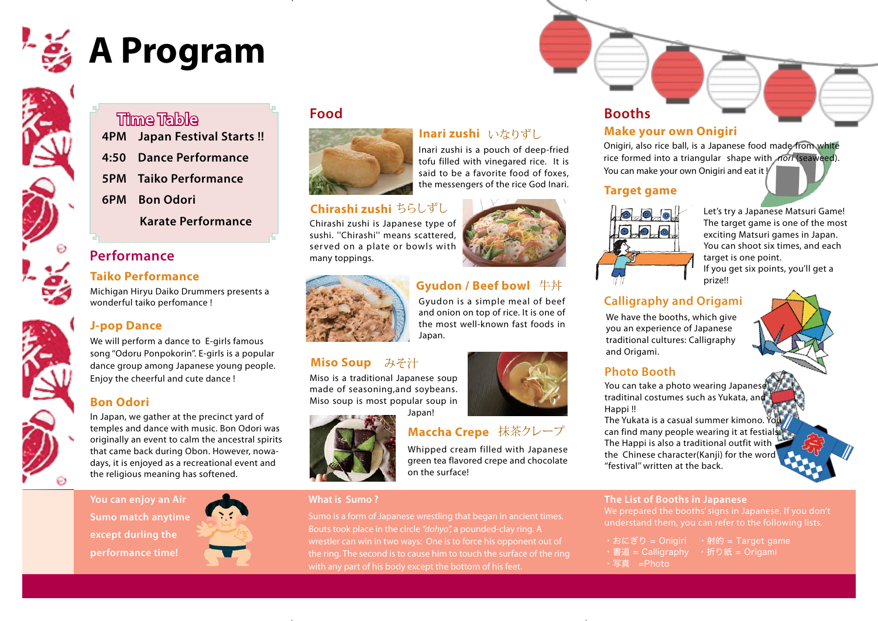# A Program

## Time Table

4PM Japan Festival Starts !!

4:50 Dance Performance

5PM Taiko Performance

6PM Bon Odori

Karate Performance

## Performance

### Taiko Performance

Michigan Hiryu Daiko Drummers presents a wonderful taiko perfomance !

### J-pop Dance

We will perform a dance to E-girls famous song "Odoru Ponpokorin". E-girls is a popular dance group among Japanese young people. Enjoy the cheerful and cute dance !

### Bon Odori

In Japan, we gather at the precinct yard of temples and dance with music. Bon Odori was originally an event to calm the ancestral spirits that came back during Obon. However, nowa-days, it is enjoyed as a recreational event and the religious meaning has softened.

## Food

### Inari zushi いなりずし

Inari zushi is a pouch of deep-fried tofu filled with vinegared rice. It is said to be a favorite food of foxes, the messengers of the rice God Inari.

### Chirashi zushi ちらしずし

Chirashi zushi is Japanese type of sushi. "Chirashi" means scattered, served on a plate or bowls with many toppings.

### Gyudon / Beef bowl 牛丼

Gyudon is a simple meal of beef and onion on top of rice. It is one of the most well-known fast foods in Japan.

### Miso Soup みそ汁

Miso is a traditional Japanese soup made of seasoning,and soybeans. Miso soup is most popular soup in Japan!

### Maccha Crepe 抹茶クレープ

Whipped cream filled with Japanese green tea flavored crepe and chocolate on the surface!

## Booths

### Make your own Onigiri

Onigiri, also rice ball, is a Japanese food made from white rice formed into a triangular shape with *nori* (seaweed). You can make your own Onigiri and eat it !

### Target game

Let's try a Japanese Matsuri Game! The target game is one of the most exciting Matsuri games in Japan. You can shoot six times, and each target is one point. If you get six points, you'll get a prize!!

### Calligraphy and Origami

We have the booths, which give you an experience of Japanese traditional cultures: Calligraphy and Origami.

### Photo Booth

You can take a photo wearing Japanese traditional costumes such as Yukata, and Happi !!
The Yukata is a casual summer kimono. You can find many people wearing it at festials. The Happi is also a traditional outfit with the Chinese character(Kanji) for the word "festival" written at the back.

---

You can enjoy an Air Sumo match anytime except durling the performance time!

**What is Sumo ?**

Sumo is a form of Japanese wrestling that began in ancient times. Bouts took place in the circle *"dohyo"*, a pounded-clay ring. A wrestler can win in two ways: One is to force his opponent out of the ring. The second is to cause him to touch the surface of the ring with any part of his body except the bottom of his feet.

**The List of Booths in Japanese**

We prepared the booths' signs in Japanese. If you don't understand them, you can refer to the following lists.

・おにぎり = Onigiri ・射的 = Target game
・書道 = Calligraphy ・折り紙 = Origami
・写真 =Photo